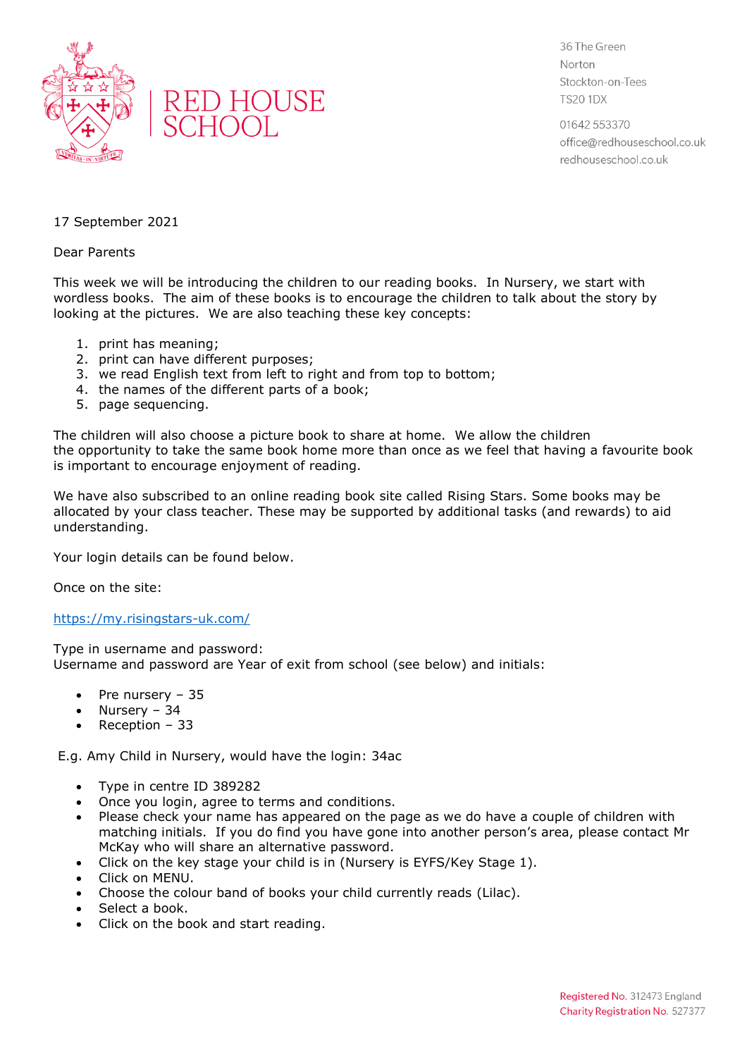# RED HOUSE SCHOOL

36 The Green
Norton
Stockton-on-Tees
TS20 1DX

01642 553370
office@redhouseschool.co.uk
redhouseschool.co.uk

17 September 2021

Dear Parents

This week we will be introducing the children to our reading books. In Nursery, we start with wordless books. The aim of these books is to encourage the children to talk about the story by looking at the pictures. We are also teaching these key concepts:

1. print has meaning;
2. print can have different purposes;
3. we read English text from left to right and from top to bottom;
4. the names of the different parts of a book;
5. page sequencing.

The children will also choose a picture book to share at home. We allow the children the opportunity to take the same book home more than once as we feel that having a favourite book is important to encourage enjoyment of reading.

We have also subscribed to an online reading book site called Rising Stars. Some books may be allocated by your class teacher. These may be supported by additional tasks (and rewards) to aid understanding.

Your login details can be found below.

Once on the site:

https://my.risingstars-uk.com/

Type in username and password:
Username and password are Year of exit from school (see below) and initials:

- Pre nursery – 35
- Nursery – 34
- Reception – 33

E.g. Amy Child in Nursery, would have the login: 34ac

- Type in centre ID 389282
- Once you login, agree to terms and conditions.
- Please check your name has appeared on the page as we do have a couple of children with matching initials. If you do find you have gone into another person's area, please contact Mr McKay who will share an alternative password.
- Click on the key stage your child is in (Nursery is EYFS/Key Stage 1).
- Click on MENU.
- Choose the colour band of books your child currently reads (Lilac).
- Select a book.
- Click on the book and start reading.

Registered No. 312473 England
Charity Registration No. 527377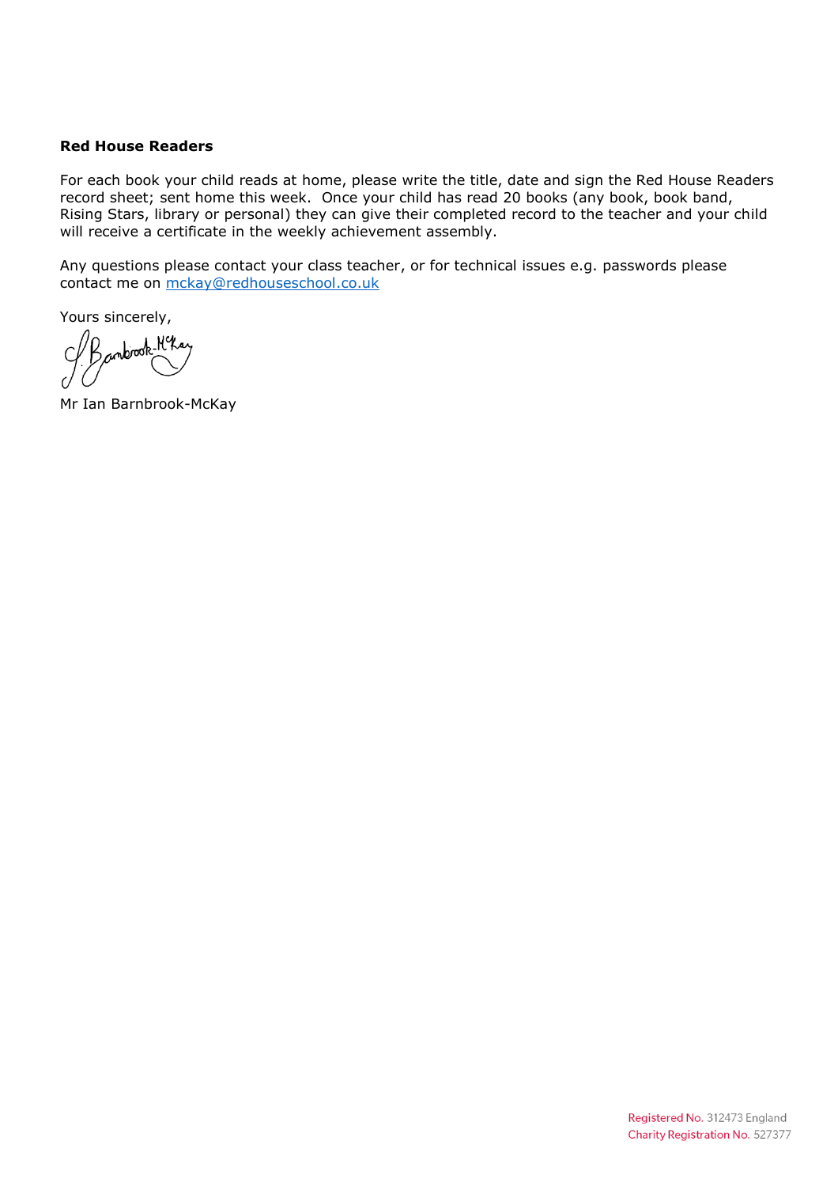**Red House Readers**

For each book your child reads at home, please write the title, date and sign the Red House Readers record sheet; sent home this week. Once your child has read 20 books (any book, book band, Rising Stars, library or personal) they can give their completed record to the teacher and your child will receive a certificate in the weekly achievement assembly.

Any questions please contact your class teacher, or for technical issues e.g. passwords please contact me on mckay@redhouseschool.co.uk

Yours sincerely,

Mr Ian Barnbrook-McKay

Registered No. 312473 England
Charity Registration No. 527377